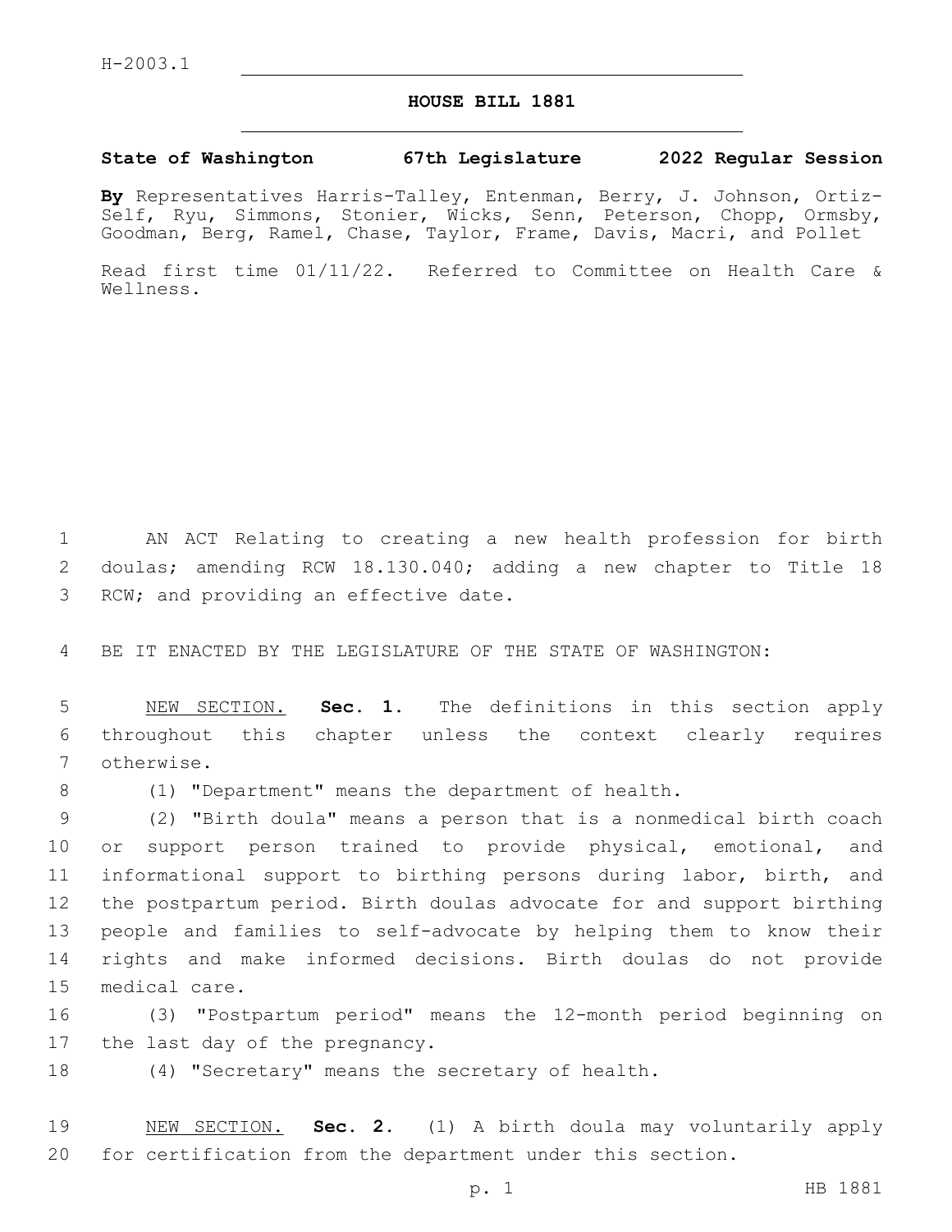H-2003.1

# HOUSE BILL 1881

**State of Washington 67th Legislature 2022 Regular Session**

**By** Representatives Harris-Talley, Entenman, Berry, J. Johnson, Ortiz-Self, Ryu, Simmons, Stonier, Wicks, Senn, Peterson, Chopp, Ormsby, Goodman, Berg, Ramel, Chase, Taylor, Frame, Davis, Macri, and Pollet

Read first time 01/11/22. Referred to Committee on Health Care & Wellness.

AN ACT Relating to creating a new health profession for birth doulas; amending RCW 18.130.040; adding a new chapter to Title 18 RCW; and providing an effective date.

BE IT ENACTED BY THE LEGISLATURE OF THE STATE OF WASHINGTON:

NEW SECTION. **Sec. 1.** The definitions in this section apply throughout this chapter unless the context clearly requires otherwise.

(1) "Department" means the department of health.

(2) "Birth doula" means a person that is a nonmedical birth coach or support person trained to provide physical, emotional, and informational support to birthing persons during labor, birth, and the postpartum period. Birth doulas advocate for and support birthing people and families to self-advocate by helping them to know their rights and make informed decisions. Birth doulas do not provide medical care.

(3) "Postpartum period" means the 12-month period beginning on the last day of the pregnancy.

(4) "Secretary" means the secretary of health.

NEW SECTION. **Sec. 2.** (1) A birth doula may voluntarily apply for certification from the department under this section.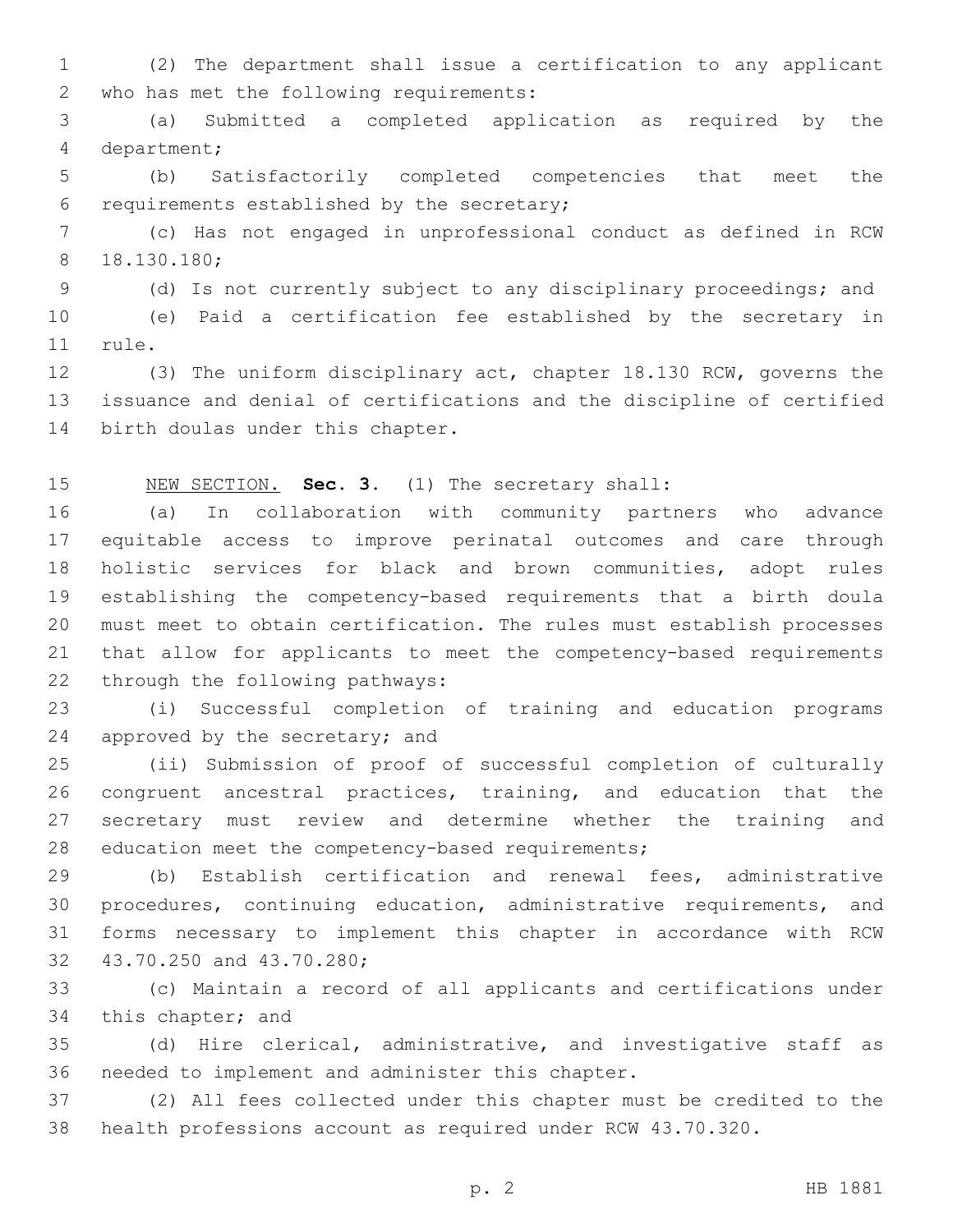(2) The department shall issue a certification to any applicant who has met the following requirements:

(a) Submitted a completed application as required by the department;

(b) Satisfactorily completed competencies that meet the requirements established by the secretary;

(c) Has not engaged in unprofessional conduct as defined in RCW 18.130.180;

(d) Is not currently subject to any disciplinary proceedings; and

(e) Paid a certification fee established by the secretary in rule.

(3) The uniform disciplinary act, chapter 18.130 RCW, governs the issuance and denial of certifications and the discipline of certified birth doulas under this chapter.

NEW SECTION. **Sec. 3.** (1) The secretary shall:

(a) In collaboration with community partners who advance equitable access to improve perinatal outcomes and care through holistic services for black and brown communities, adopt rules establishing the competency-based requirements that a birth doula must meet to obtain certification. The rules must establish processes that allow for applicants to meet the competency-based requirements through the following pathways:

(i) Successful completion of training and education programs approved by the secretary; and

(ii) Submission of proof of successful completion of culturally congruent ancestral practices, training, and education that the secretary must review and determine whether the training and education meet the competency-based requirements;

(b) Establish certification and renewal fees, administrative procedures, continuing education, administrative requirements, and forms necessary to implement this chapter in accordance with RCW 43.70.250 and 43.70.280;

(c) Maintain a record of all applicants and certifications under this chapter; and

(d) Hire clerical, administrative, and investigative staff as needed to implement and administer this chapter.

(2) All fees collected under this chapter must be credited to the health professions account as required under RCW 43.70.320.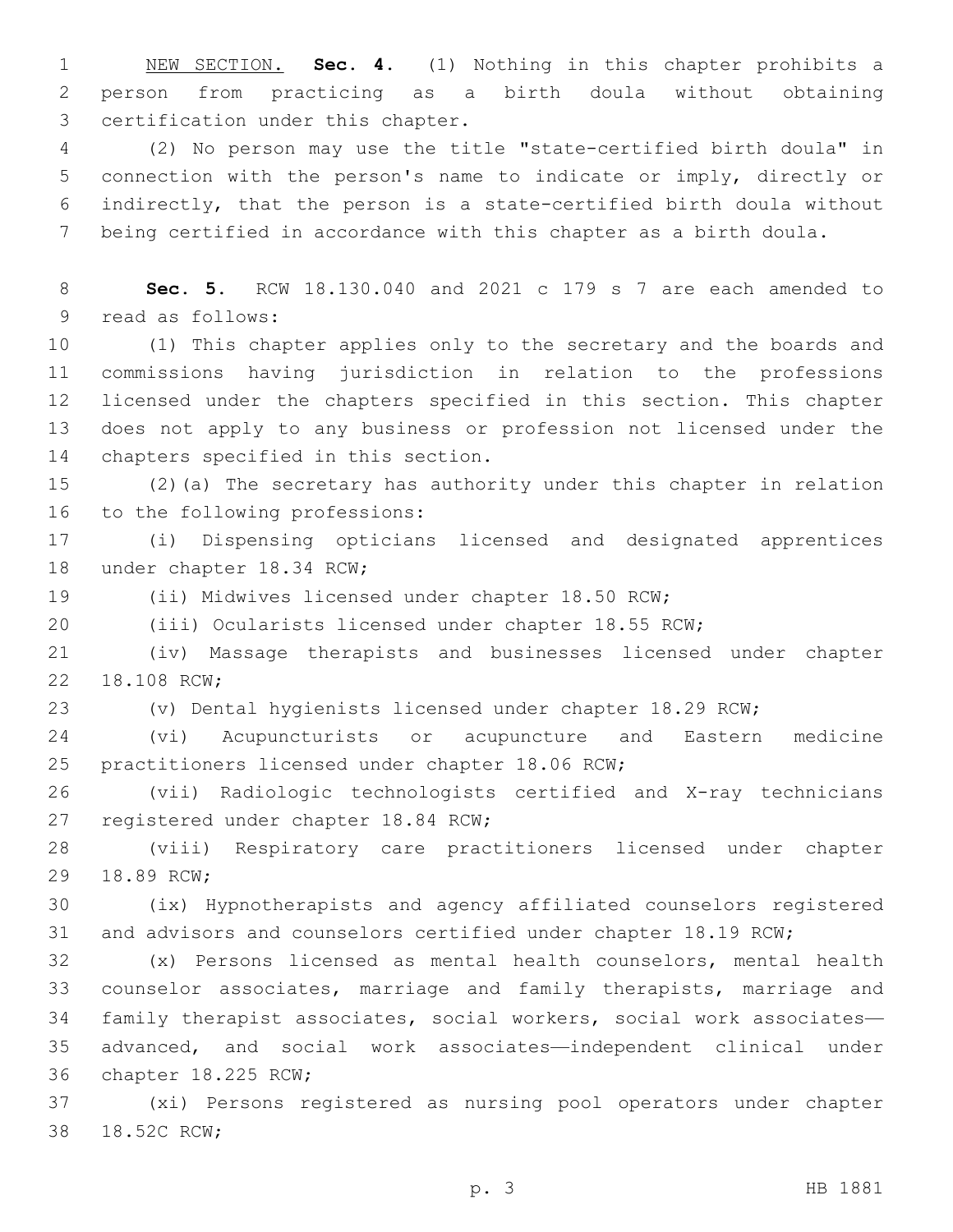NEW SECTION. **Sec. 4.** (1) Nothing in this chapter prohibits a person from practicing as a birth doula without obtaining certification under this chapter.

(2) No person may use the title "state-certified birth doula" in connection with the person's name to indicate or imply, directly or indirectly, that the person is a state-certified birth doula without being certified in accordance with this chapter as a birth doula.

**Sec. 5.** RCW 18.130.040 and 2021 c 179 s 7 are each amended to read as follows:

(1) This chapter applies only to the secretary and the boards and commissions having jurisdiction in relation to the professions licensed under the chapters specified in this section. This chapter does not apply to any business or profession not licensed under the chapters specified in this section.

(2)(a) The secretary has authority under this chapter in relation to the following professions:

(i) Dispensing opticians licensed and designated apprentices under chapter 18.34 RCW;

(ii) Midwives licensed under chapter 18.50 RCW;

(iii) Ocularists licensed under chapter 18.55 RCW;

(iv) Massage therapists and businesses licensed under chapter 18.108 RCW;

(v) Dental hygienists licensed under chapter 18.29 RCW;

(vi) Acupuncturists or acupuncture and Eastern medicine practitioners licensed under chapter 18.06 RCW;

(vii) Radiologic technologists certified and X-ray technicians registered under chapter 18.84 RCW;

(viii) Respiratory care practitioners licensed under chapter 18.89 RCW;

(ix) Hypnotherapists and agency affiliated counselors registered and advisors and counselors certified under chapter 18.19 RCW;

(x) Persons licensed as mental health counselors, mental health counselor associates, marriage and family therapists, marriage and family therapist associates, social workers, social work associates—advanced, and social work associates—independent clinical under chapter 18.225 RCW;

(xi) Persons registered as nursing pool operators under chapter 18.52C RCW;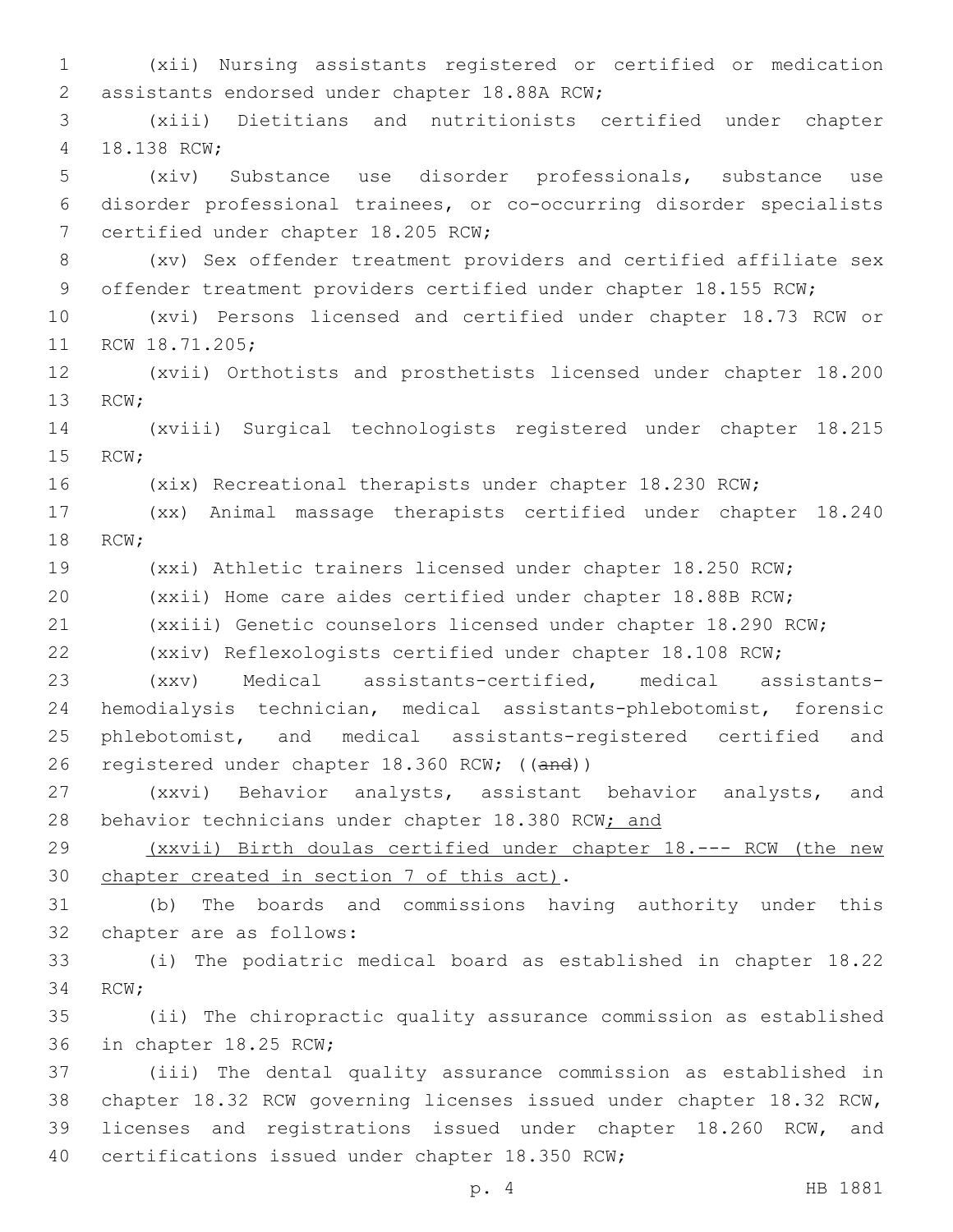(xii) Nursing assistants registered or certified or medication assistants endorsed under chapter 18.88A RCW;

(xiii) Dietitians and nutritionists certified under chapter 18.138 RCW;

(xiv) Substance use disorder professionals, substance use disorder professional trainees, or co-occurring disorder specialists certified under chapter 18.205 RCW;

(xv) Sex offender treatment providers and certified affiliate sex offender treatment providers certified under chapter 18.155 RCW;

(xvi) Persons licensed and certified under chapter 18.73 RCW or RCW 18.71.205;

(xvii) Orthotists and prosthetists licensed under chapter 18.200 RCW;

(xviii) Surgical technologists registered under chapter 18.215 RCW;

(xix) Recreational therapists under chapter 18.230 RCW;

(xx) Animal massage therapists certified under chapter 18.240 RCW;

(xxi) Athletic trainers licensed under chapter 18.250 RCW;

(xxii) Home care aides certified under chapter 18.88B RCW;

(xxiii) Genetic counselors licensed under chapter 18.290 RCW;

(xxiv) Reflexologists certified under chapter 18.108 RCW;

(xxv) Medical assistants-certified, medical assistants-hemodialysis technician, medical assistants-phlebotomist, forensic phlebotomist, and medical assistants-registered certified and registered under chapter 18.360 RCW; ((~~and~~))

(xxvi) Behavior analysts, assistant behavior analysts, and behavior technicians under chapter 18.380 RCW<u>; and</u>

<u>(xxvii) Birth doulas certified under chapter 18.--- RCW (the new chapter created in section 7 of this act)</u>.

(b) The boards and commissions having authority under this chapter are as follows:

(i) The podiatric medical board as established in chapter 18.22 RCW;

(ii) The chiropractic quality assurance commission as established in chapter 18.25 RCW;

(iii) The dental quality assurance commission as established in chapter 18.32 RCW governing licenses issued under chapter 18.32 RCW, licenses and registrations issued under chapter 18.260 RCW, and certifications issued under chapter 18.350 RCW;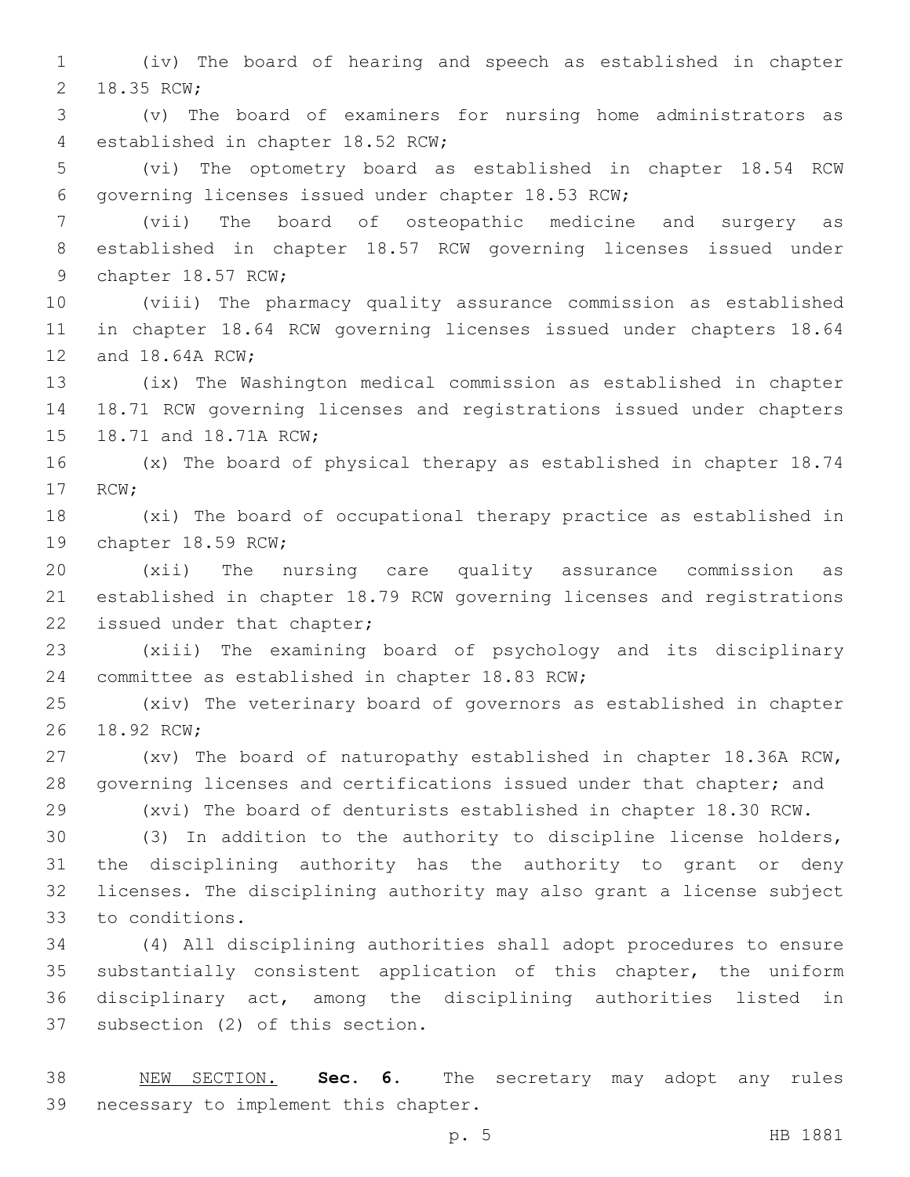(iv) The board of hearing and speech as established in chapter 18.35 RCW;

(v) The board of examiners for nursing home administrators as established in chapter 18.52 RCW;

(vi) The optometry board as established in chapter 18.54 RCW governing licenses issued under chapter 18.53 RCW;

(vii) The board of osteopathic medicine and surgery as established in chapter 18.57 RCW governing licenses issued under chapter 18.57 RCW;

(viii) The pharmacy quality assurance commission as established in chapter 18.64 RCW governing licenses issued under chapters 18.64 and 18.64A RCW;

(ix) The Washington medical commission as established in chapter 18.71 RCW governing licenses and registrations issued under chapters 18.71 and 18.71A RCW;

(x) The board of physical therapy as established in chapter 18.74 RCW;

(xi) The board of occupational therapy practice as established in chapter 18.59 RCW;

(xii) The nursing care quality assurance commission as established in chapter 18.79 RCW governing licenses and registrations issued under that chapter;

(xiii) The examining board of psychology and its disciplinary committee as established in chapter 18.83 RCW;

(xiv) The veterinary board of governors as established in chapter 18.92 RCW;

(xv) The board of naturopathy established in chapter 18.36A RCW, governing licenses and certifications issued under that chapter; and

(xvi) The board of denturists established in chapter 18.30 RCW.

(3) In addition to the authority to discipline license holders, the disciplining authority has the authority to grant or deny licenses. The disciplining authority may also grant a license subject to conditions.

(4) All disciplining authorities shall adopt procedures to ensure substantially consistent application of this chapter, the uniform disciplinary act, among the disciplining authorities listed in subsection (2) of this section.

NEW SECTION. **Sec. 6.** The secretary may adopt any rules necessary to implement this chapter.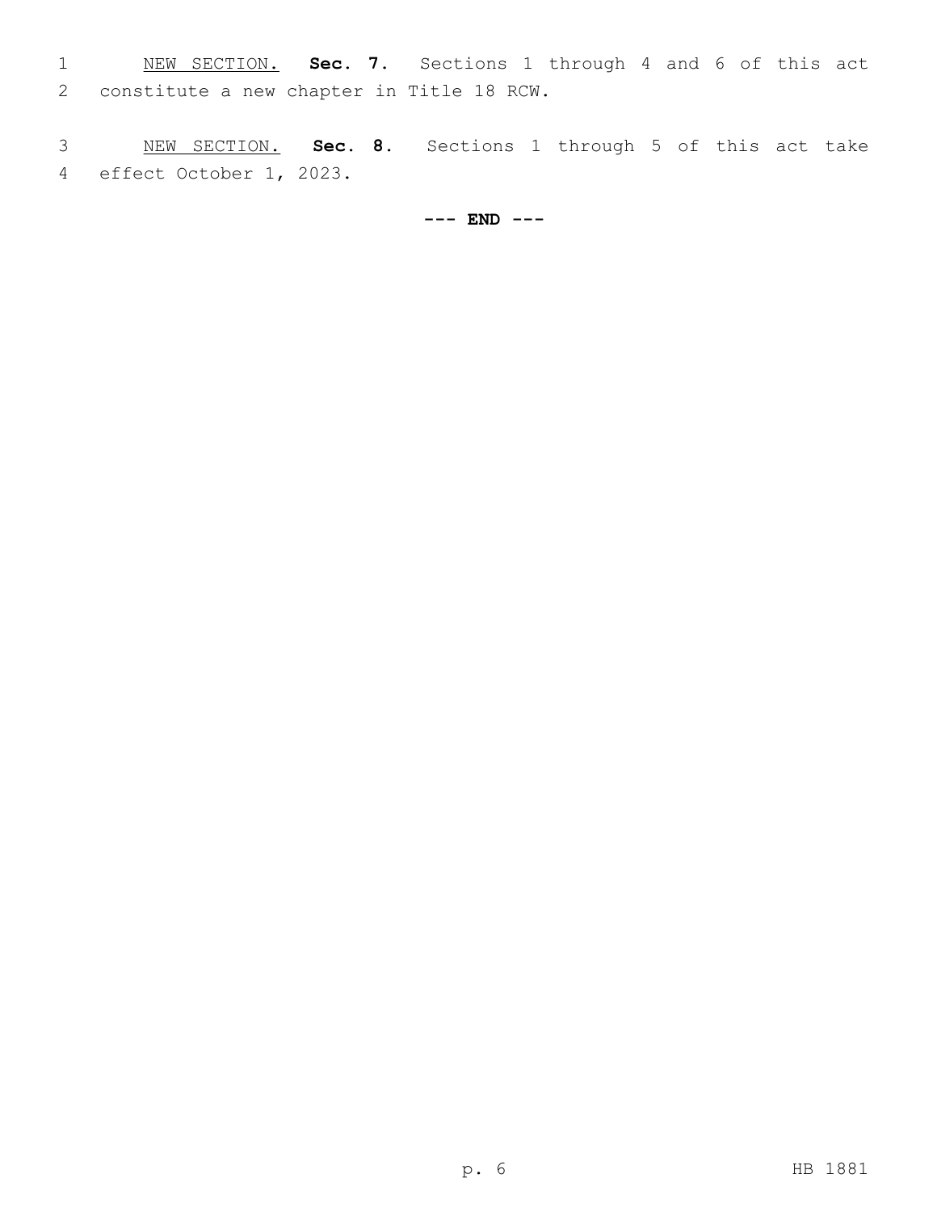NEW SECTION. **Sec. 7.** Sections 1 through 4 and 6 of this act constitute a new chapter in Title 18 RCW.

NEW SECTION. **Sec. 8.** Sections 1 through 5 of this act take effect October 1, 2023.

**--- END ---**